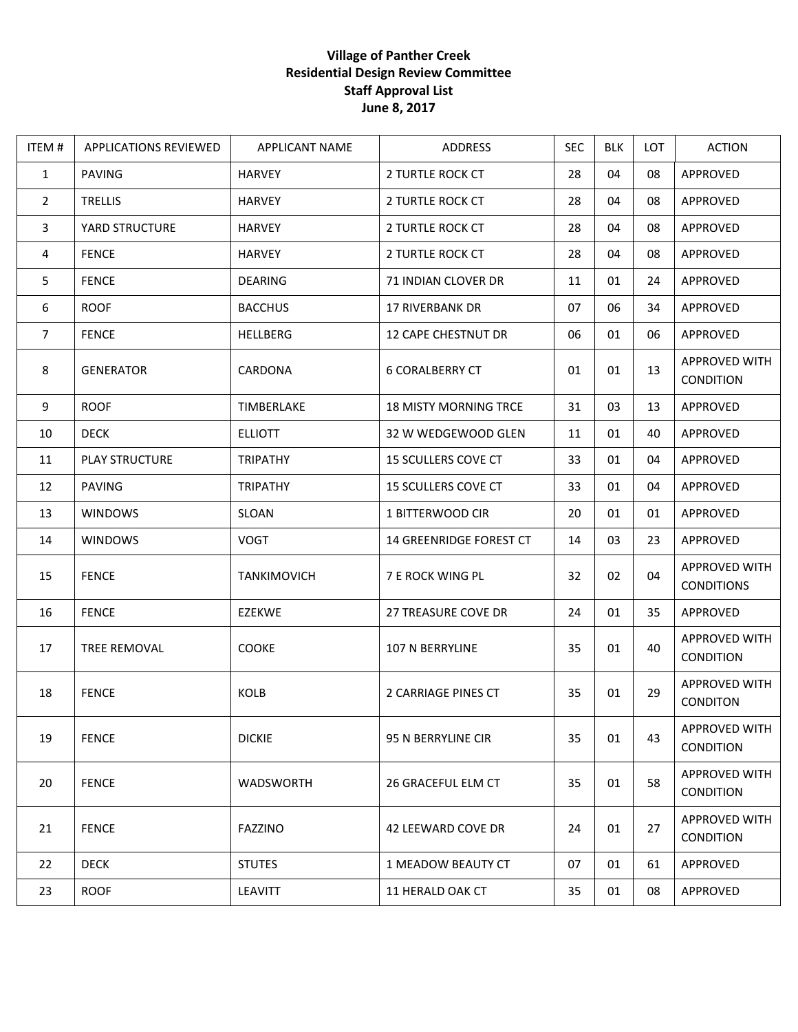**Village of Panther Creek**
**Residential Design Review Committee**
**Staff Approval List**
**June 8, 2017**

| ITEM # | APPLICATIONS REVIEWED | APPLICANT NAME | ADDRESS | SEC | BLK | LOT | ACTION |
|---|---|---|---|---|---|---|---|
| 1 | PAVING | HARVEY | 2 TURTLE ROCK CT | 28 | 04 | 08 | APPROVED |
| 2 | TRELLIS | HARVEY | 2 TURTLE ROCK CT | 28 | 04 | 08 | APPROVED |
| 3 | YARD STRUCTURE | HARVEY | 2 TURTLE ROCK CT | 28 | 04 | 08 | APPROVED |
| 4 | FENCE | HARVEY | 2 TURTLE ROCK CT | 28 | 04 | 08 | APPROVED |
| 5 | FENCE | DEARING | 71 INDIAN CLOVER DR | 11 | 01 | 24 | APPROVED |
| 6 | ROOF | BACCHUS | 17 RIVERBANK DR | 07 | 06 | 34 | APPROVED |
| 7 | FENCE | HELLBERG | 12 CAPE CHESTNUT DR | 06 | 01 | 06 | APPROVED |
| 8 | GENERATOR | CARDONA | 6 CORALBERRY CT | 01 | 01 | 13 | APPROVED WITH CONDITION |
| 9 | ROOF | TIMBERLAKE | 18 MISTY MORNING TRCE | 31 | 03 | 13 | APPROVED |
| 10 | DECK | ELLIOTT | 32 W WEDGEWOOD GLEN | 11 | 01 | 40 | APPROVED |
| 11 | PLAY STRUCTURE | TRIPATHY | 15 SCULLERS COVE CT | 33 | 01 | 04 | APPROVED |
| 12 | PAVING | TRIPATHY | 15 SCULLERS COVE CT | 33 | 01 | 04 | APPROVED |
| 13 | WINDOWS | SLOAN | 1 BITTERWOOD CIR | 20 | 01 | 01 | APPROVED |
| 14 | WINDOWS | VOGT | 14 GREENRIDGE FOREST CT | 14 | 03 | 23 | APPROVED |
| 15 | FENCE | TANKIMOVICH | 7 E ROCK WING PL | 32 | 02 | 04 | APPROVED WITH CONDITIONS |
| 16 | FENCE | EZEKWE | 27 TREASURE COVE DR | 24 | 01 | 35 | APPROVED |
| 17 | TREE REMOVAL | COOKE | 107 N BERRYLINE | 35 | 01 | 40 | APPROVED WITH CONDITION |
| 18 | FENCE | KOLB | 2 CARRIAGE PINES CT | 35 | 01 | 29 | APPROVED WITH CONDITON |
| 19 | FENCE | DICKIE | 95 N BERRYLINE CIR | 35 | 01 | 43 | APPROVED WITH CONDITION |
| 20 | FENCE | WADSWORTH | 26 GRACEFUL ELM CT | 35 | 01 | 58 | APPROVED WITH CONDITION |
| 21 | FENCE | FAZZINO | 42 LEEWARD COVE DR | 24 | 01 | 27 | APPROVED WITH CONDITION |
| 22 | DECK | STUTES | 1 MEADOW BEAUTY CT | 07 | 01 | 61 | APPROVED |
| 23 | ROOF | LEAVITT | 11 HERALD OAK CT | 35 | 01 | 08 | APPROVED |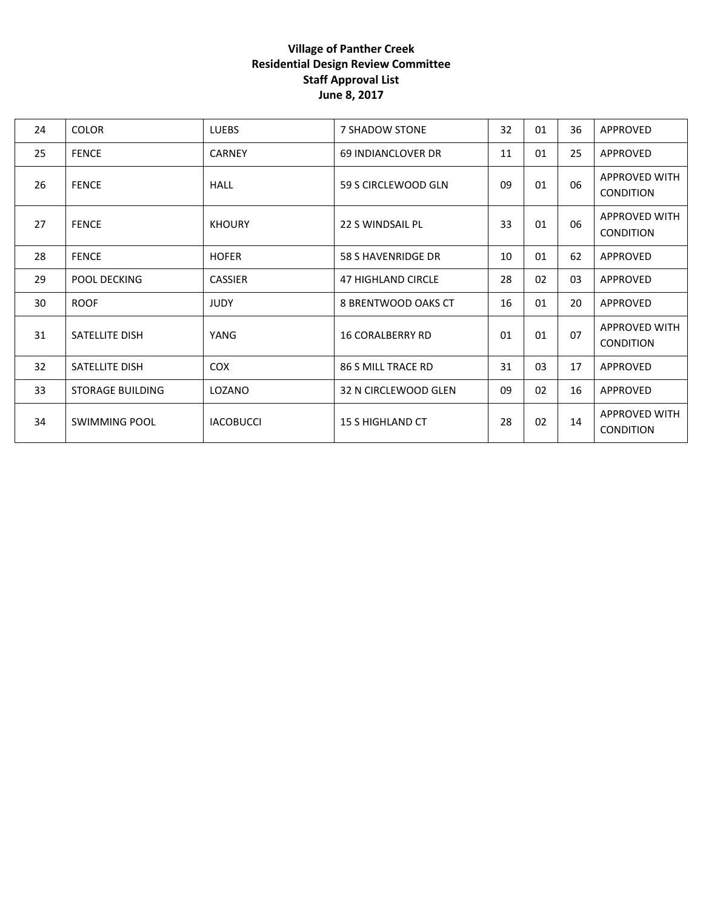**Village of Panther Creek**
**Residential Design Review Committee**
**Staff Approval List**
**June 8, 2017**

| | | | | | | | |
|---|---|---|---|---|---|---|---|
| 24 | COLOR | LUEBS | 7 SHADOW STONE | 32 | 01 | 36 | APPROVED |
| 25 | FENCE | CARNEY | 69 INDIANCLOVER DR | 11 | 01 | 25 | APPROVED |
| 26 | FENCE | HALL | 59 S CIRCLEWOOD GLN | 09 | 01 | 06 | APPROVED WITH CONDITION |
| 27 | FENCE | KHOURY | 22 S WINDSAIL PL | 33 | 01 | 06 | APPROVED WITH CONDITION |
| 28 | FENCE | HOFER | 58 S HAVENRIDGE DR | 10 | 01 | 62 | APPROVED |
| 29 | POOL DECKING | CASSIER | 47 HIGHLAND CIRCLE | 28 | 02 | 03 | APPROVED |
| 30 | ROOF | JUDY | 8 BRENTWOOD OAKS CT | 16 | 01 | 20 | APPROVED |
| 31 | SATELLITE DISH | YANG | 16 CORALBERRY RD | 01 | 01 | 07 | APPROVED WITH CONDITION |
| 32 | SATELLITE DISH | COX | 86 S MILL TRACE RD | 31 | 03 | 17 | APPROVED |
| 33 | STORAGE BUILDING | LOZANO | 32 N CIRCLEWOOD GLEN | 09 | 02 | 16 | APPROVED |
| 34 | SWIMMING POOL | IACOBUCCI | 15 S HIGHLAND CT | 28 | 02 | 14 | APPROVED WITH CONDITION |